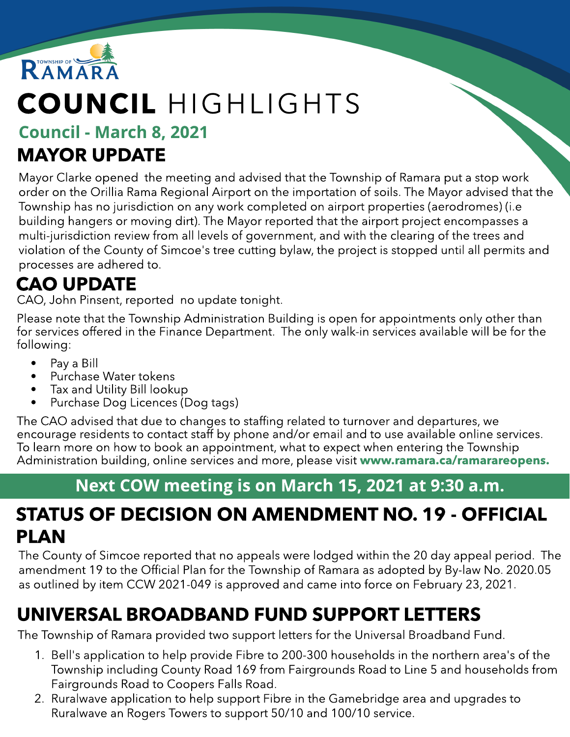TOWNSHIP OF RAMARA

# COUNCIL HIGHLIGHTS

### Council - March 8, 2021

## MAYOR UPDATE

Mayor Clarke opened the meeting and advised that the Township of Ramara put a stop work order on the Orillia Rama Regional Airport on the importation of soils. The Mayor advised that the Township has no jurisdiction on any work completed on airport properties (aerodromes) (i.e building hangers or moving dirt). The Mayor reported that the airport project encompasses a multi-jurisdiction review from all levels of government, and with the clearing of the trees and violation of the County of Simcoe's tree cutting bylaw, the project is stopped until all permits and processes are adhered to.

## CAO UPDATE

CAO, John Pinsent, reported no update tonight.

Please note that the Township Administration Building is open for appointments only other than for services offered in the Finance Department. The only walk-in services available will be for the following:

- Pay a Bill
- Purchase Water tokens
- Tax and Utility Bill lookup
- Purchase Dog Licences (Dog tags)

The CAO advised that due to changes to staffing related to turnover and departures, we encourage residents to contact staff by phone and/or email and to use available online services. To learn more on how to book an appointment, what to expect when entering the Township Administration building, online services and more, please visit **www.ramara.ca/ramarareopens.**

**Next COW meeting is on March 15, 2021 at 9:30 a.m.**

## STATUS OF DECISION ON AMENDMENT NO. 19 - OFFICIAL PLAN

The County of Simcoe reported that no appeals were lodged within the 20 day appeal period. The amendment 19 to the Official Plan for the Township of Ramara as adopted by By-law No. 2020.05 as outlined by item CCW 2021-049 is approved and came into force on February 23, 2021.

## UNIVERSAL BROADBAND FUND SUPPORT LETTERS

The Township of Ramara provided two support letters for the Universal Broadband Fund.

1. Bell's application to help provide Fibre to 200-300 households in the northern area's of the Township including County Road 169 from Fairgrounds Road to Line 5 and households from Fairgrounds Road to Coopers Falls Road.
2. Ruralwave application to help support Fibre in the Gamebridge area and upgrades to Ruralwave an Rogers Towers to support 50/10 and 100/10 service.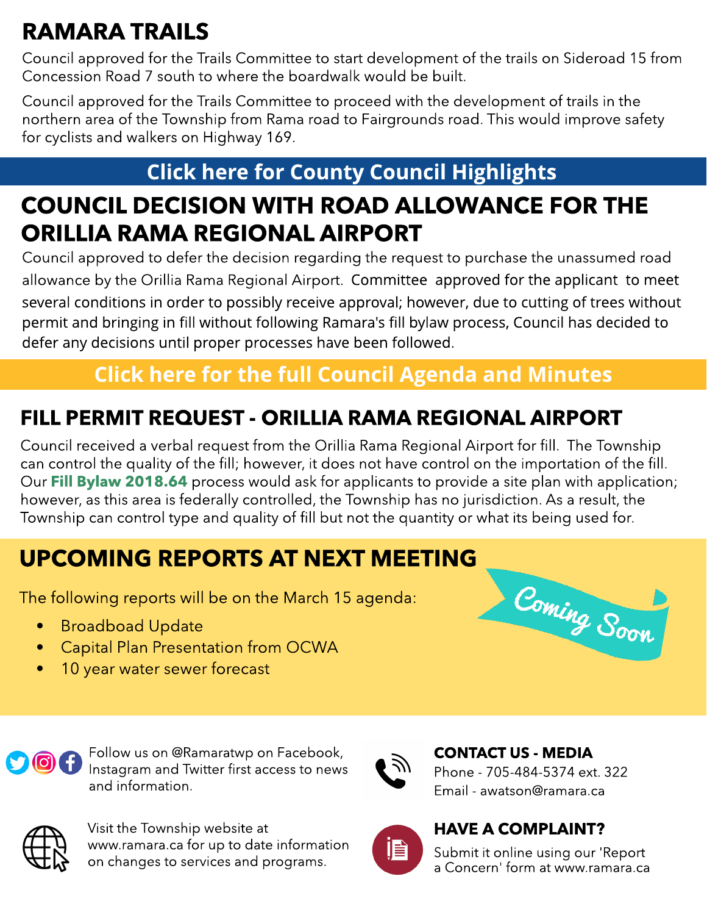## RAMARA TRAILS

Council approved for the Trails Committee to start development of the trails on Sideroad 15 from Concession Road 7 south to where the boardwalk would be built.

Council approved for the Trails Committee to proceed with the development of trails in the northern area of the Township from Rama road to Fairgrounds road. This would improve safety for cyclists and walkers on Highway 169.

**Click here for County Council Highlights**

## COUNCIL DECISION WITH ROAD ALLOWANCE FOR THE ORILLIA RAMA REGIONAL AIRPORT

Council approved to defer the decision regarding the request to purchase the unassumed road allowance by the Orillia Rama Regional Airport. Committee approved for the applicant to meet several conditions in order to possibly receive approval; however, due to cutting of trees without permit and bringing in fill without following Ramara's fill bylaw process, Council has decided to defer any decisions until proper processes have been followed.

**Click here for the full Council Agenda and Minutes**

## FILL PERMIT REQUEST - ORILLIA RAMA REGIONAL AIRPORT

Council received a verbal request from the Orillia Rama Regional Airport for fill. The Township can control the quality of the fill; however, it does not have control on the importation of the fill. Our **Fill Bylaw 2018.64** process would ask for applicants to provide a site plan with application; however, as this area is federally controlled, the Township has no jurisdiction. As a result, the Township can control type and quality of fill but not the quantity or what its being used for.

## UPCOMING REPORTS AT NEXT MEETING

The following reports will be on the March 15 agenda:

- Broadboad Update
- Capital Plan Presentation from OCWA
- 10 year water sewer forecast

Coming Soon

Follow us on @Ramaratwp on Facebook, Instagram and Twitter first access to news and information.

Visit the Township website at www.ramara.ca for up to date information on changes to services and programs.

**CONTACT US - MEDIA**
Phone - 705-484-5374 ext. 322
Email - awatson@ramara.ca

**HAVE A COMPLAINT?**
Submit it online using our 'Report a Concern' form at www.ramara.ca